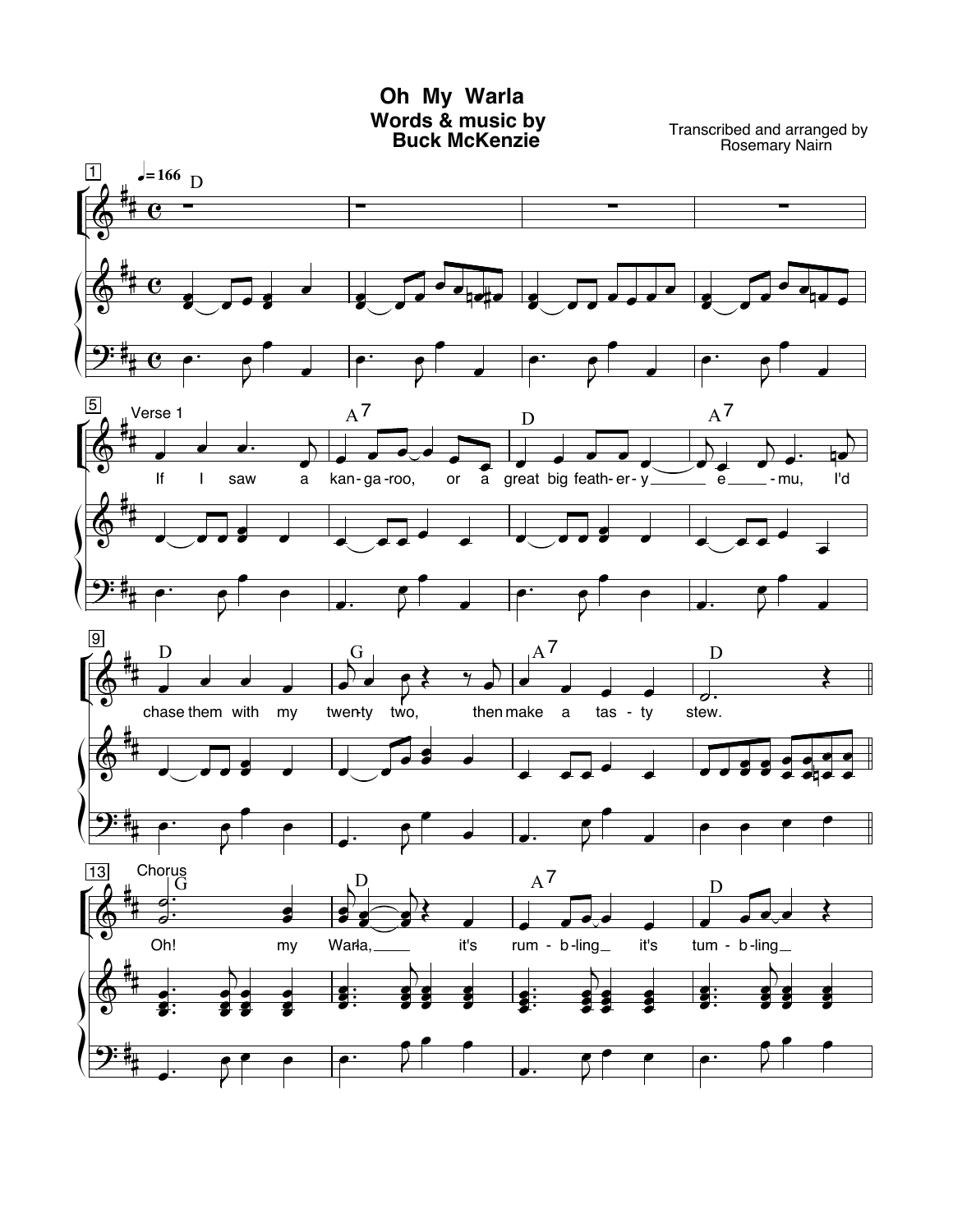# Oh My Warla

**Words & music by Buck McKenzie**

Transcribed and arranged by Rosemary Nairn

♩=166

**Verse 1**

If I saw a kan-ga-roo, or a great big feath-er-y e-mu, I'd chase them with my twen-ty two, then make a tas-ty stew.

**Chorus**

Oh! my Warla, it's rum-b-ling it's tum-b-ling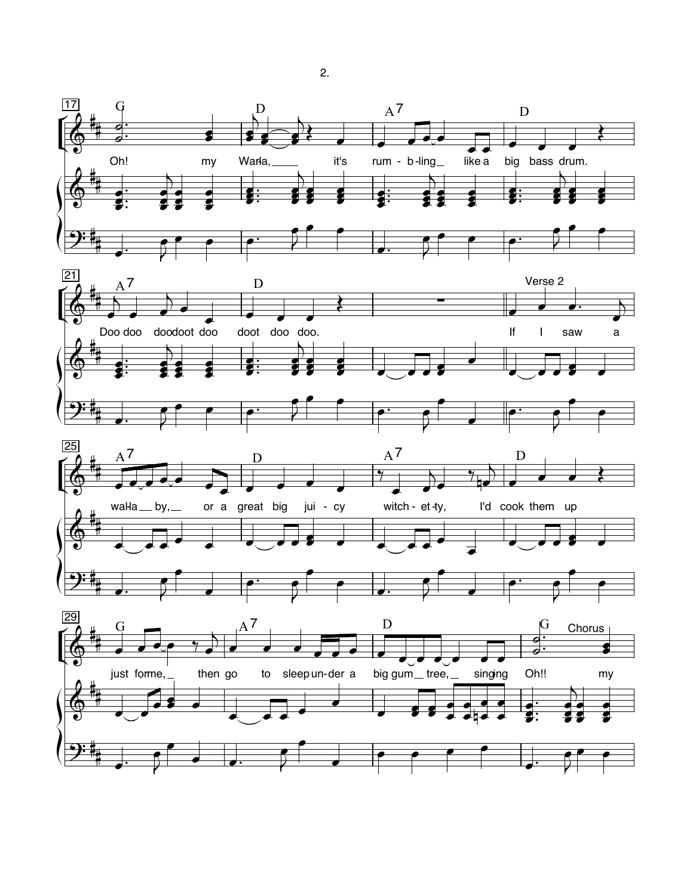17
G D A7 D

Oh! my Warla, it's rum - b-ling like a big bass drum.

21
A7 D

Doo doo doodoot doo doot doo doo.

Verse 2

If I saw a

25
A7 D A7 D

wal-la - by, or a great big jui - cy witch - et-ty, I'd cook them up

29
G A7 D G

Chorus

just forme, then go to sleep un-der a big gum tree, singing Oh!! my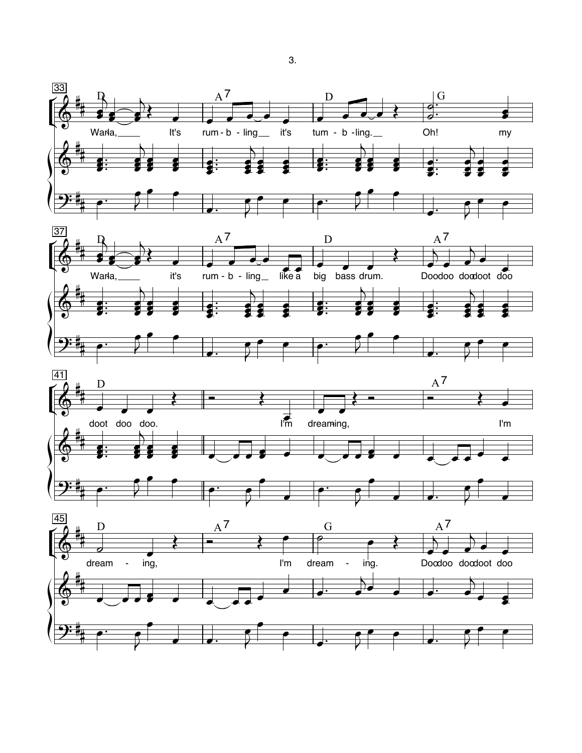33

D A7 D G

Warla, It's rum - b - ling it's tum - b - ling. Oh! my

37

D A7 D A7

Warla, it's rum - b - ling like a big bass drum. Doodoo doodoot doo

41

D A7

doot doo doo. I'm dreaming, I'm

45

D A7 G A7

dream - ing, I'm dream - ing. Doodoo doodoot doo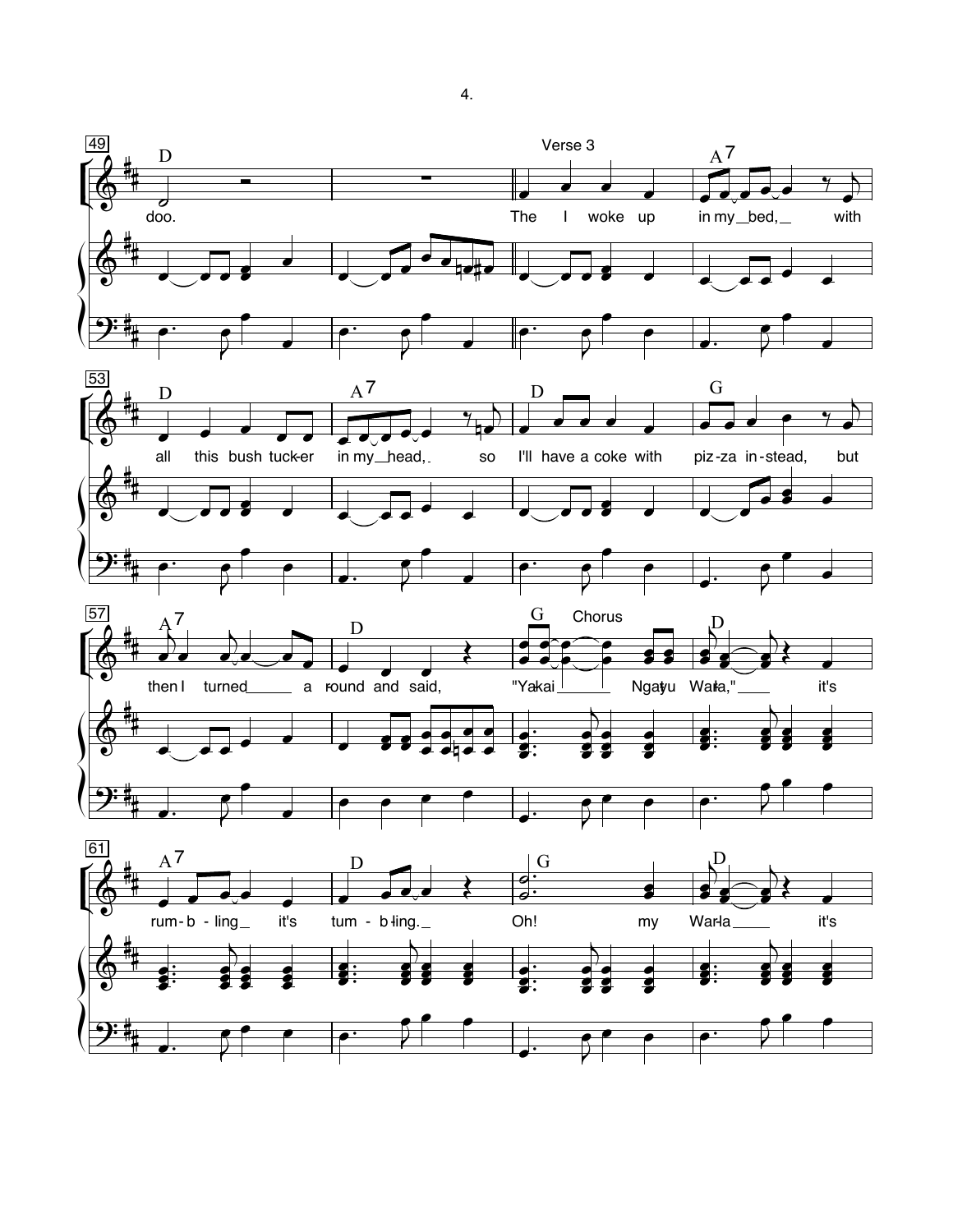49

D

doo.

Verse 3

The I woke up in my bed, with all this bush tuck-er in my head, so I'll have a coke with piz-za in-stead, but then I turned a-round and said,

Chorus

"Ya-kai Nga-yu War-la," it's rum-b-ling it's tum-b-ling. Oh! my War-la it's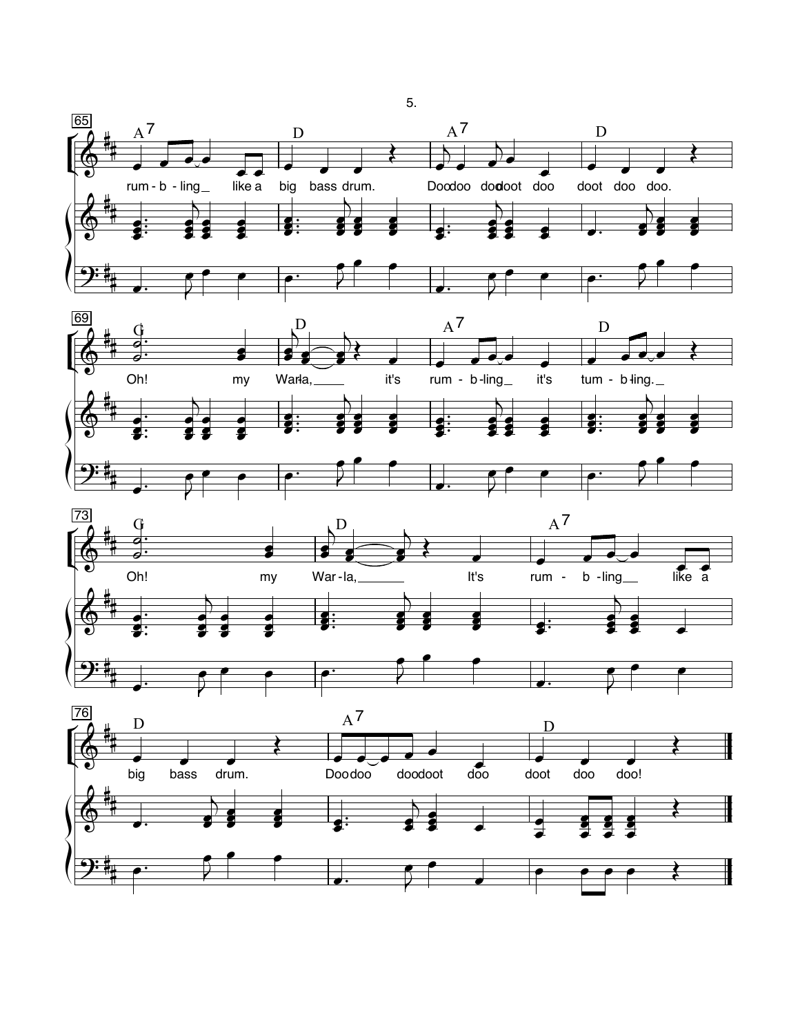65

A7 D A7 D

rum - b - ling like a big bass drum. Doo doo doo doot doo doot doo doo.

69

G D A7 D

Oh! my War - la, it's rum - b - ling it's tum - b - ling.

73

G D A7

Oh! my War - la, It's rum - b - ling like a

76

D A7 D

big bass drum. Doo doo doo doot doo doot doo doo!